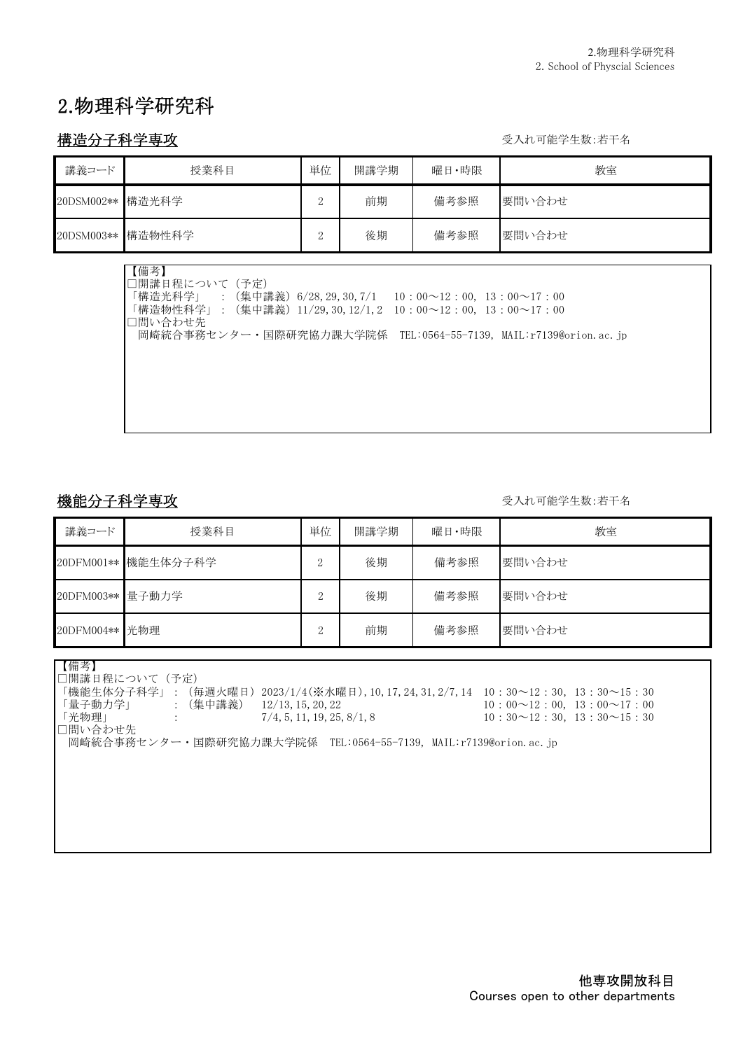# 2.物理科学研究科

## 構造分子科学専攻

受入れ可能学生数:若干名

| 講義コード | 授業科目 | 単位 | 開講学期 | 曜日・時限 | 教室 |
|---|---|---|---|---|---|
| 20DSM002** | 構造光科学 | 2 | 前期 | 備考参照 | 要問い合わせ |
| 20DSM003** | 構造物性科学 | 2 | 後期 | 備考参照 | 要問い合わせ |

【備考】
□開講日程について（予定）
「構造光科学」　：（集中講義）6/28,29,30,7/1　10：00～12：00, 13：00～17：00
「構造物性科学」：（集中講義）11/29,30,12/1,2　10：00～12：00, 13：00～17：00
□問い合わせ先
岡崎統合事務センター・国際研究協力課大学院係　TEL:0564-55-7139, MAIL:r7139@orion.ac.jp

## 機能分子科学専攻

受入れ可能学生数:若干名

| 講義コード | 授業科目 | 単位 | 開講学期 | 曜日・時限 | 教室 |
|---|---|---|---|---|---|
| 20DFM001** | 機能生体分子科学 | 2 | 後期 | 備考参照 | 要問い合わせ |
| 20DFM003** | 量子動力学 | 2 | 後期 | 備考参照 | 要問い合わせ |
| 20DFM004** | 光物理 | 2 | 前期 | 備考参照 | 要問い合わせ |

【備考】
□開講日程について（予定）
「機能生体分子科学」：（毎週火曜日）2023/1/4(※水曜日),10,17,24,31,2/7,14　10：30～12：30, 13：30～15：30
「量子動力学」　：（集中講義）　12/13,15,20,22　10：00～12：00, 13：00～17：00
「光物理」　：　7/4,5,11,19,25,8/1,8　10：30～12：30, 13：30～15：30
□問い合わせ先
岡崎統合事務センター・国際研究協力課大学院係　TEL:0564-55-7139, MAIL:r7139@orion.ac.jp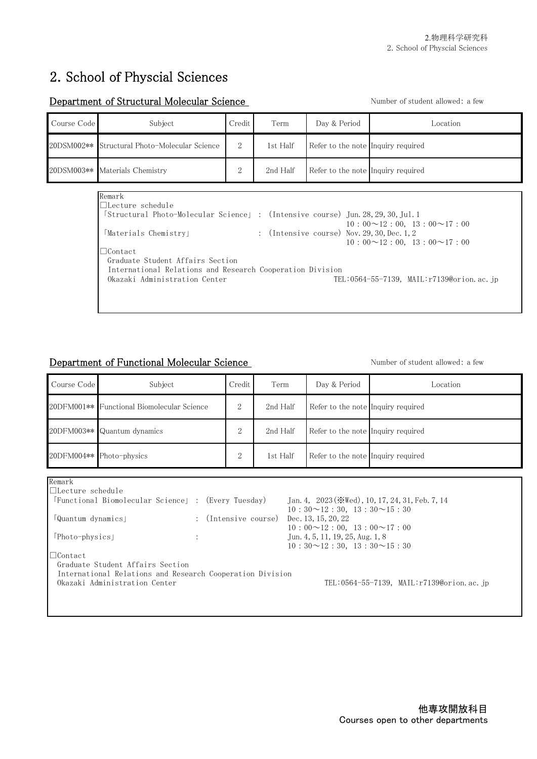# 2. School of Physcial Sciences

## Department of Structural Molecular Science

Number of student allowed: a few

| Course Code | Subject | Credit | Term | Day & Period | Location |
|---|---|---|---|---|---|
| 20DSM002** | Structural Photo-Molecular Science | 2 | 1st Half | Refer to the note | Inquiry required |
| 20DSM003** | Materials Chemistry | 2 | 2nd Half | Refer to the note | Inquiry required |

Remark

□Lecture schedule

「Structural Photo-Molecular Science」 : (Intensive course) Jun.28,29,30,Jul.1
10：00～12：00, 13：00～17：00

「Materials Chemistry」 : (Intensive course) Nov.29,30,Dec.1,2
10：00～12：00, 13：00～17：00

□Contact

Graduate Student Affairs Section
International Relations and Research Cooperation Division
Okazaki Administration Center TEL:0564-55-7139, MAIL:r7139@orion.ac.jp

## Department of Functional Molecular Science

Number of student allowed: a few

| Course Code | Subject | Credit | Term | Day & Period | Location |
|---|---|---|---|---|---|
| 20DFM001** | Functional Biomolecular Science | 2 | 2nd Half | Refer to the note | Inquiry required |
| 20DFM003** | Quantum dynamics | 2 | 2nd Half | Refer to the note | Inquiry required |
| 20DFM004** | Photo-physics | 2 | 1st Half | Refer to the note | Inquiry required |

Remark

□Lecture schedule

「Functional Biomolecular Science」 : (Every Tuesday) Jan.4, 2023(※Wed),10,17,24,31,Feb.7,14
10：30～12：30, 13：30～15：30

「Quantum dynamics」 : (Intensive course) Dec.13,15,20,22
10：00～12：00, 13：00～17：00

「Photo-physics」 : Jun.4,5,11,19,25,Aug.1,8
10：30～12：30, 13：30～15：30

□Contact

Graduate Student Affairs Section
International Relations and Research Cooperation Division
Okazaki Administration Center TEL:0564-55-7139, MAIL:r7139@orion.ac.jp